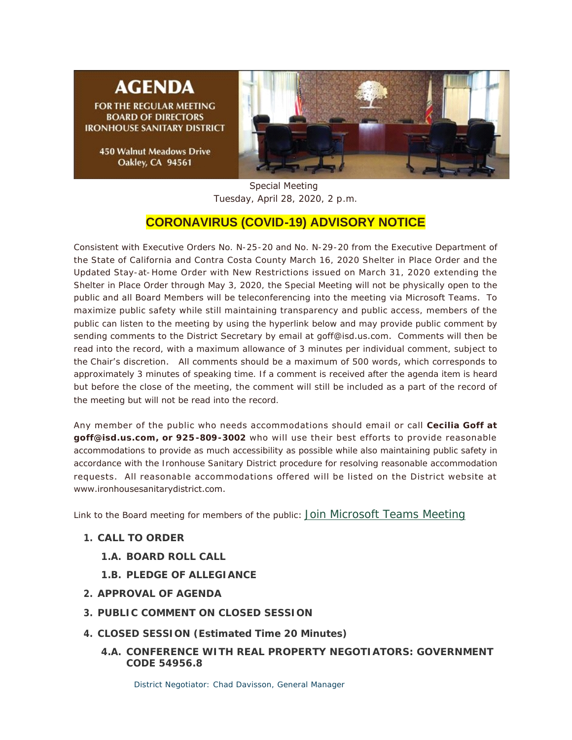# AGENDA

**FOR THE REGULAR MEETING**
**BOARD OF DIRECTORS**
**IRONHOUSE SANITARY DISTRICT**

**450 Walnut Meadows Drive**
**Oakley, CA 94561**

Special Meeting
Tuesday, April 28, 2020, 2 p.m.

## CORONAVIRUS (COVID-19) ADVISORY NOTICE

Consistent with Executive Orders No. N-25-20 and No. N-29-20 from the Executive Department of the State of California and Contra Costa County March 16, 2020 Shelter in Place Order and the Updated Stay-at-Home Order with New Restrictions issued on March 31, 2020 extending the Shelter in Place Order through May 3, 2020, the Special Meeting will not be physically open to the public and all Board Members will be teleconferencing into the meeting via Microsoft Teams. To maximize public safety while still maintaining transparency and public access, members of the public can listen to the meeting by using the hyperlink below and may provide public comment by sending comments to the District Secretary by email at goff@isd.us.com. Comments will then be read into the record, with a maximum allowance of 3 minutes per individual comment, subject to the Chair's discretion. All comments should be a maximum of 500 words, which corresponds to approximately 3 minutes of speaking time. If a comment is received after the agenda item is heard but before the close of the meeting, the comment will still be included as a part of the record of the meeting but will not be read into the record.

Any member of the public who needs accommodations should email or call **Cecilia Goff at goff@isd.us.com, or 925-809-3002** who will use their best efforts to provide reasonable accommodations to provide as much accessibility as possible while also maintaining public safety in accordance with the Ironhouse Sanitary District procedure for resolving reasonable accommodation requests. All reasonable accommodations offered will be listed on the District website at www.ironhousesanitarydistrict.com.

Link to the Board meeting for members of the public: Join Microsoft Teams Meeting

1. **CALL TO ORDER**
   - **1.A. BOARD ROLL CALL**
   - **1.B. PLEDGE OF ALLEGIANCE**
2. **APPROVAL OF AGENDA**
3. **PUBLIC COMMENT ON CLOSED SESSION**
4. **CLOSED SESSION (Estimated Time 20 Minutes)**
   - **4.A. CONFERENCE WITH REAL PROPERTY NEGOTIATORS: GOVERNMENT CODE 54956.8**

     District Negotiator: Chad Davisson, General Manager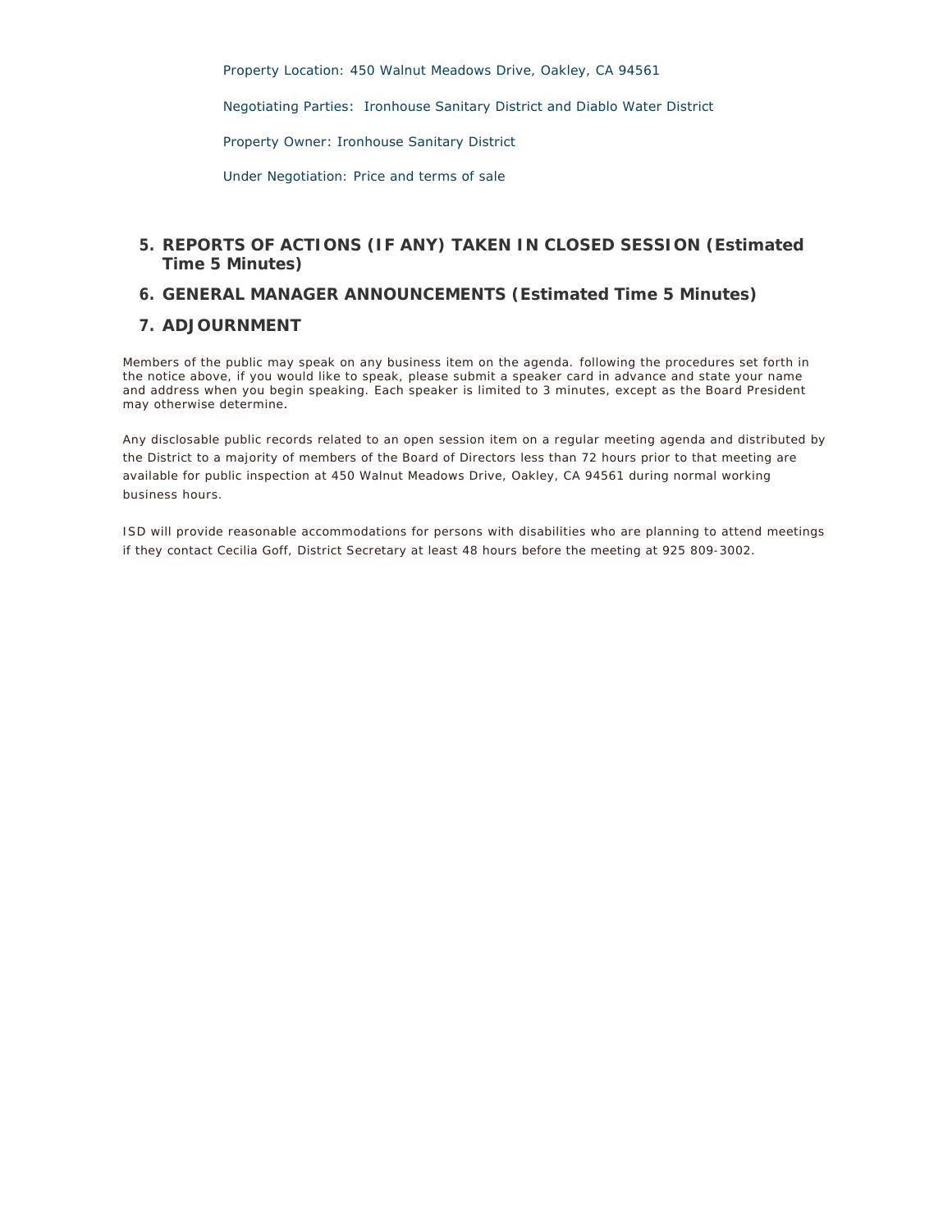Property Location: 450 Walnut Meadows Drive, Oakley, CA 94561

Negotiating Parties: Ironhouse Sanitary District and Diablo Water District

Property Owner: Ironhouse Sanitary District

Under Negotiation: Price and terms of sale

5. **REPORTS OF ACTIONS (IF ANY) TAKEN IN CLOSED SESSION (Estimated Time 5 Minutes)**

6. **GENERAL MANAGER ANNOUNCEMENTS (Estimated Time 5 Minutes)**

7. **ADJOURNMENT**

Members of the public may speak on any business item on the agenda. following the procedures set forth in the notice above, if you would like to speak, please submit a speaker card in advance and state your name and address when you begin speaking. Each speaker is limited to 3 minutes, except as the Board President may otherwise determine.

Any disclosable public records related to an open session item on a regular meeting agenda and distributed by the District to a majority of members of the Board of Directors less than 72 hours prior to that meeting are available for public inspection at 450 Walnut Meadows Drive, Oakley, CA 94561 during normal working business hours.

ISD will provide reasonable accommodations for persons with disabilities who are planning to attend meetings if they contact Cecilia Goff, District Secretary at least 48 hours before the meeting at 925 809-3002.